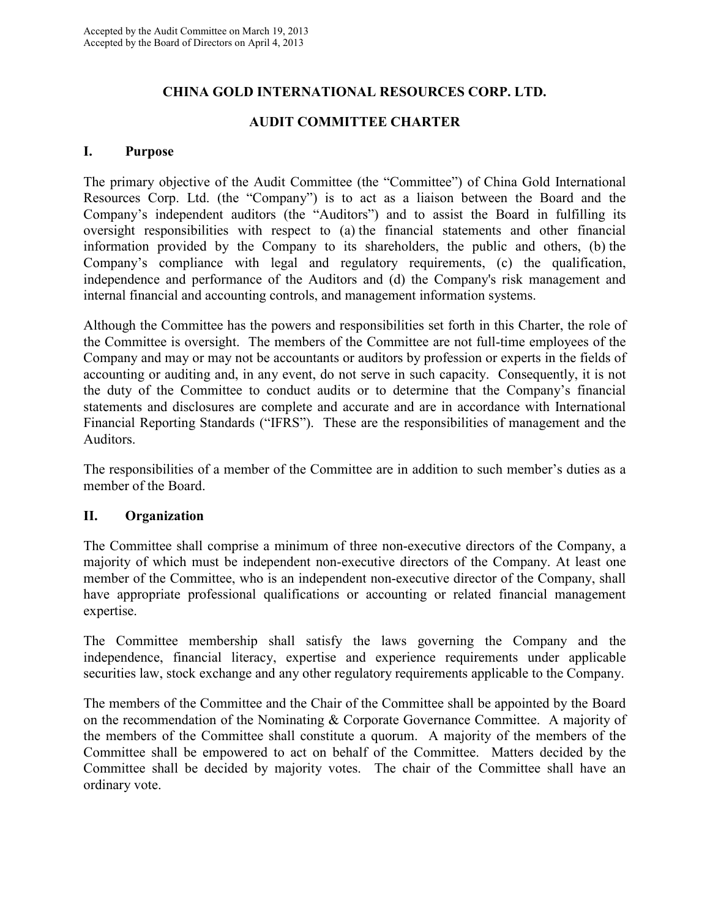Accepted by the Audit Committee on March 19, 2013
Accepted by the Board of Directors on April 4, 2013

# CHINA GOLD INTERNATIONAL RESOURCES CORP. LTD.

# AUDIT COMMITTEE CHARTER

## I. Purpose

The primary objective of the Audit Committee (the "Committee") of China Gold International Resources Corp. Ltd. (the "Company") is to act as a liaison between the Board and the Company's independent auditors (the "Auditors") and to assist the Board in fulfilling its oversight responsibilities with respect to (a) the financial statements and other financial information provided by the Company to its shareholders, the public and others, (b) the Company's compliance with legal and regulatory requirements, (c) the qualification, independence and performance of the Auditors and (d) the Company's risk management and internal financial and accounting controls, and management information systems.

Although the Committee has the powers and responsibilities set forth in this Charter, the role of the Committee is oversight. The members of the Committee are not full-time employees of the Company and may or may not be accountants or auditors by profession or experts in the fields of accounting or auditing and, in any event, do not serve in such capacity. Consequently, it is not the duty of the Committee to conduct audits or to determine that the Company's financial statements and disclosures are complete and accurate and are in accordance with International Financial Reporting Standards ("IFRS"). These are the responsibilities of management and the Auditors.

The responsibilities of a member of the Committee are in addition to such member's duties as a member of the Board.

## II. Organization

The Committee shall comprise a minimum of three non-executive directors of the Company, a majority of which must be independent non-executive directors of the Company. At least one member of the Committee, who is an independent non-executive director of the Company, shall have appropriate professional qualifications or accounting or related financial management expertise.

The Committee membership shall satisfy the laws governing the Company and the independence, financial literacy, expertise and experience requirements under applicable securities law, stock exchange and any other regulatory requirements applicable to the Company.

The members of the Committee and the Chair of the Committee shall be appointed by the Board on the recommendation of the Nominating & Corporate Governance Committee. A majority of the members of the Committee shall constitute a quorum. A majority of the members of the Committee shall be empowered to act on behalf of the Committee. Matters decided by the Committee shall be decided by majority votes. The chair of the Committee shall have an ordinary vote.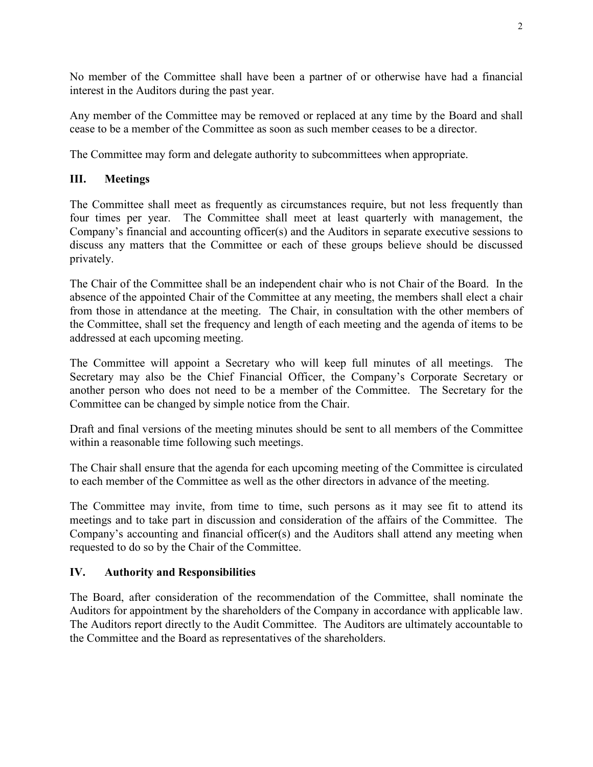No member of the Committee shall have been a partner of or otherwise have had a financial interest in the Auditors during the past year.

Any member of the Committee may be removed or replaced at any time by the Board and shall cease to be a member of the Committee as soon as such member ceases to be a director.

The Committee may form and delegate authority to subcommittees when appropriate.

## III. Meetings

The Committee shall meet as frequently as circumstances require, but not less frequently than four times per year. The Committee shall meet at least quarterly with management, the Company's financial and accounting officer(s) and the Auditors in separate executive sessions to discuss any matters that the Committee or each of these groups believe should be discussed privately.

The Chair of the Committee shall be an independent chair who is not Chair of the Board. In the absence of the appointed Chair of the Committee at any meeting, the members shall elect a chair from those in attendance at the meeting. The Chair, in consultation with the other members of the Committee, shall set the frequency and length of each meeting and the agenda of items to be addressed at each upcoming meeting.

The Committee will appoint a Secretary who will keep full minutes of all meetings. The Secretary may also be the Chief Financial Officer, the Company's Corporate Secretary or another person who does not need to be a member of the Committee. The Secretary for the Committee can be changed by simple notice from the Chair.

Draft and final versions of the meeting minutes should be sent to all members of the Committee within a reasonable time following such meetings.

The Chair shall ensure that the agenda for each upcoming meeting of the Committee is circulated to each member of the Committee as well as the other directors in advance of the meeting.

The Committee may invite, from time to time, such persons as it may see fit to attend its meetings and to take part in discussion and consideration of the affairs of the Committee. The Company's accounting and financial officer(s) and the Auditors shall attend any meeting when requested to do so by the Chair of the Committee.

## IV. Authority and Responsibilities

The Board, after consideration of the recommendation of the Committee, shall nominate the Auditors for appointment by the shareholders of the Company in accordance with applicable law. The Auditors report directly to the Audit Committee. The Auditors are ultimately accountable to the Committee and the Board as representatives of the shareholders.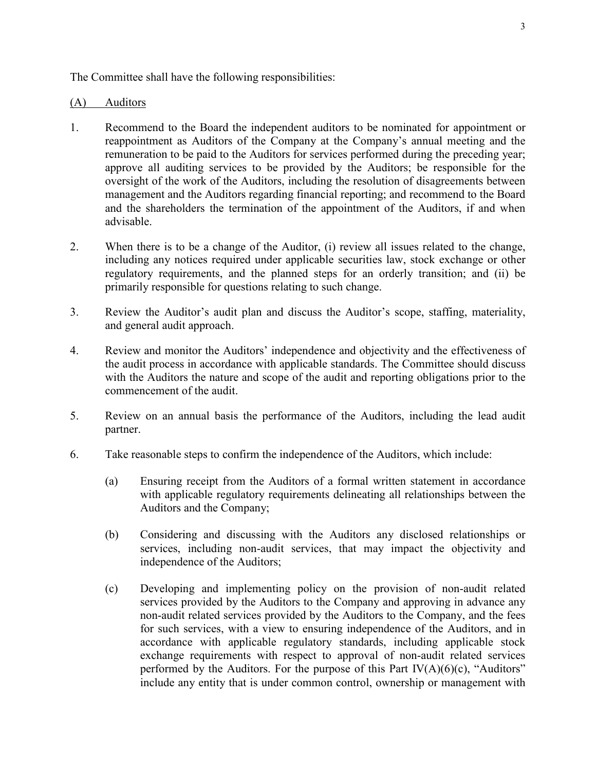The Committee shall have the following responsibilities:

(A) Auditors

1. Recommend to the Board the independent auditors to be nominated for appointment or reappointment as Auditors of the Company at the Company's annual meeting and the remuneration to be paid to the Auditors for services performed during the preceding year; approve all auditing services to be provided by the Auditors; be responsible for the oversight of the work of the Auditors, including the resolution of disagreements between management and the Auditors regarding financial reporting; and recommend to the Board and the shareholders the termination of the appointment of the Auditors, if and when advisable.

2. When there is to be a change of the Auditor, (i) review all issues related to the change, including any notices required under applicable securities law, stock exchange or other regulatory requirements, and the planned steps for an orderly transition; and (ii) be primarily responsible for questions relating to such change.

3. Review the Auditor's audit plan and discuss the Auditor's scope, staffing, materiality, and general audit approach.

4. Review and monitor the Auditors' independence and objectivity and the effectiveness of the audit process in accordance with applicable standards. The Committee should discuss with the Auditors the nature and scope of the audit and reporting obligations prior to the commencement of the audit.

5. Review on an annual basis the performance of the Auditors, including the lead audit partner.

6. Take reasonable steps to confirm the independence of the Auditors, which include:

   (a) Ensuring receipt from the Auditors of a formal written statement in accordance with applicable regulatory requirements delineating all relationships between the Auditors and the Company;

   (b) Considering and discussing with the Auditors any disclosed relationships or services, including non-audit services, that may impact the objectivity and independence of the Auditors;

   (c) Developing and implementing policy on the provision of non-audit related services provided by the Auditors to the Company and approving in advance any non-audit related services provided by the Auditors to the Company, and the fees for such services, with a view to ensuring independence of the Auditors, and in accordance with applicable regulatory standards, including applicable stock exchange requirements with respect to approval of non-audit related services performed by the Auditors. For the purpose of this Part IV(A)(6)(c), "Auditors" include any entity that is under common control, ownership or management with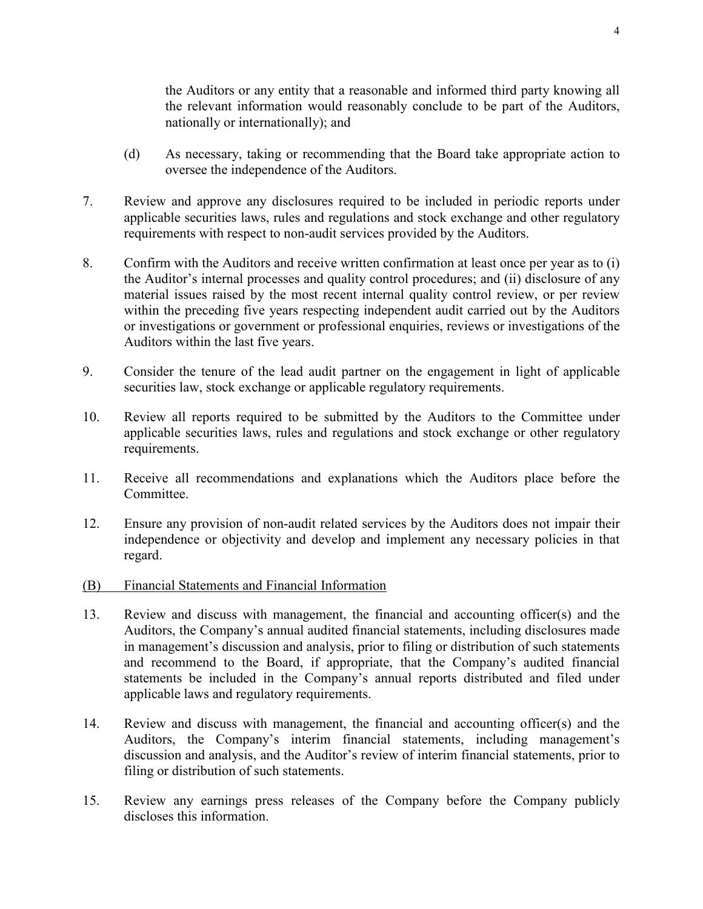the Auditors or any entity that a reasonable and informed third party knowing all the relevant information would reasonably conclude to be part of the Auditors, nationally or internationally); and

(d) As necessary, taking or recommending that the Board take appropriate action to oversee the independence of the Auditors.

7. Review and approve any disclosures required to be included in periodic reports under applicable securities laws, rules and regulations and stock exchange and other regulatory requirements with respect to non-audit services provided by the Auditors.

8. Confirm with the Auditors and receive written confirmation at least once per year as to (i) the Auditor's internal processes and quality control procedures; and (ii) disclosure of any material issues raised by the most recent internal quality control review, or per review within the preceding five years respecting independent audit carried out by the Auditors or investigations or government or professional enquiries, reviews or investigations of the Auditors within the last five years.

9. Consider the tenure of the lead audit partner on the engagement in light of applicable securities law, stock exchange or applicable regulatory requirements.

10. Review all reports required to be submitted by the Auditors to the Committee under applicable securities laws, rules and regulations and stock exchange or other regulatory requirements.

11. Receive all recommendations and explanations which the Auditors place before the Committee.

12. Ensure any provision of non-audit related services by the Auditors does not impair their independence or objectivity and develop and implement any necessary policies in that regard.

(B) Financial Statements and Financial Information

13. Review and discuss with management, the financial and accounting officer(s) and the Auditors, the Company's annual audited financial statements, including disclosures made in management's discussion and analysis, prior to filing or distribution of such statements and recommend to the Board, if appropriate, that the Company's audited financial statements be included in the Company's annual reports distributed and filed under applicable laws and regulatory requirements.

14. Review and discuss with management, the financial and accounting officer(s) and the Auditors, the Company's interim financial statements, including management's discussion and analysis, and the Auditor's review of interim financial statements, prior to filing or distribution of such statements.

15. Review any earnings press releases of the Company before the Company publicly discloses this information.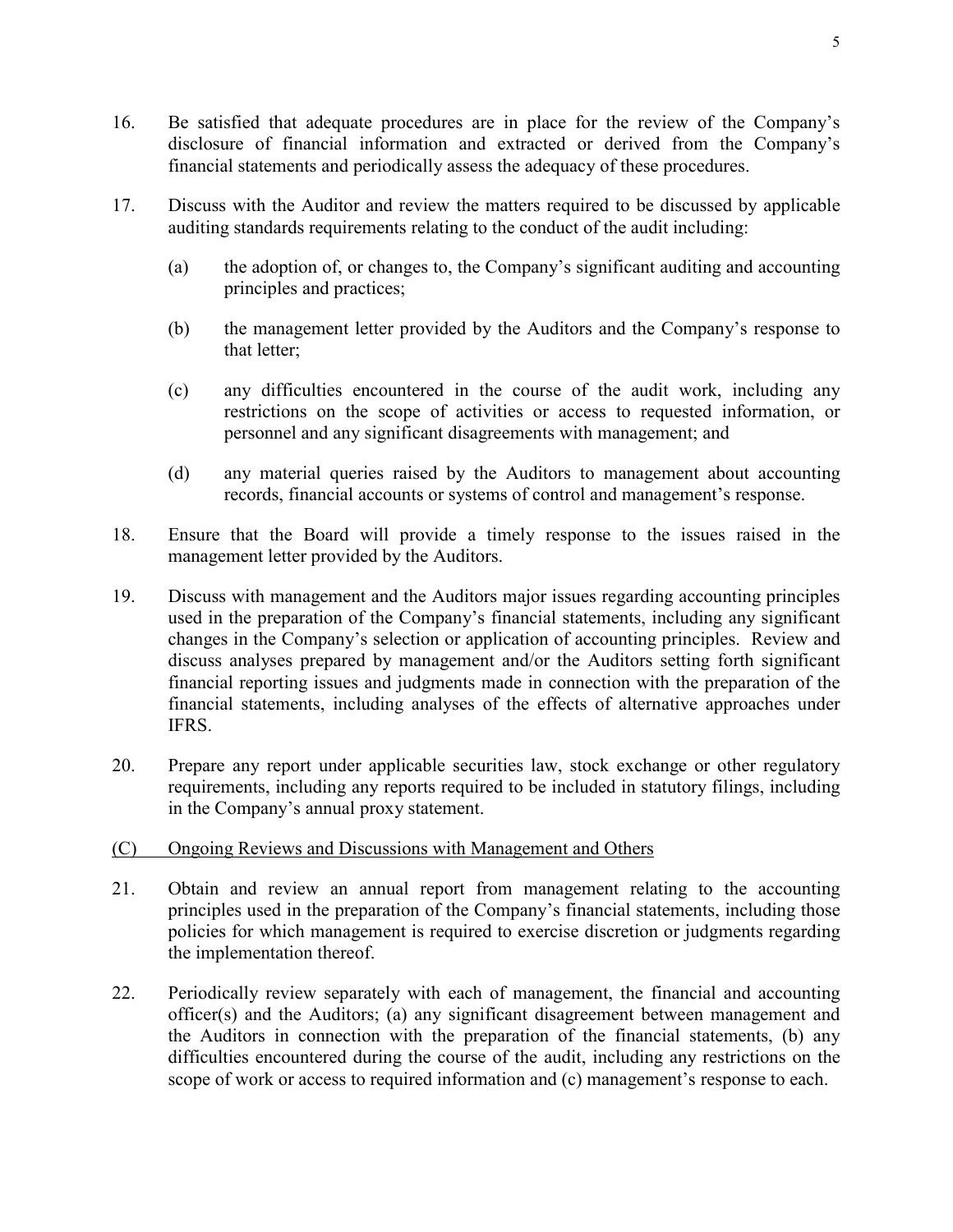16. Be satisfied that adequate procedures are in place for the review of the Company's disclosure of financial information and extracted or derived from the Company's financial statements and periodically assess the adequacy of these procedures.

17. Discuss with the Auditor and review the matters required to be discussed by applicable auditing standards requirements relating to the conduct of the audit including:

    (a) the adoption of, or changes to, the Company's significant auditing and accounting principles and practices;

    (b) the management letter provided by the Auditors and the Company's response to that letter;

    (c) any difficulties encountered in the course of the audit work, including any restrictions on the scope of activities or access to requested information, or personnel and any significant disagreements with management; and

    (d) any material queries raised by the Auditors to management about accounting records, financial accounts or systems of control and management's response.

18. Ensure that the Board will provide a timely response to the issues raised in the management letter provided by the Auditors.

19. Discuss with management and the Auditors major issues regarding accounting principles used in the preparation of the Company's financial statements, including any significant changes in the Company's selection or application of accounting principles. Review and discuss analyses prepared by management and/or the Auditors setting forth significant financial reporting issues and judgments made in connection with the preparation of the financial statements, including analyses of the effects of alternative approaches under IFRS.

20. Prepare any report under applicable securities law, stock exchange or other regulatory requirements, including any reports required to be included in statutory filings, including in the Company's annual proxy statement.

<u>(C) Ongoing Reviews and Discussions with Management and Others</u>

21. Obtain and review an annual report from management relating to the accounting principles used in the preparation of the Company's financial statements, including those policies for which management is required to exercise discretion or judgments regarding the implementation thereof.

22. Periodically review separately with each of management, the financial and accounting officer(s) and the Auditors; (a) any significant disagreement between management and the Auditors in connection with the preparation of the financial statements, (b) any difficulties encountered during the course of the audit, including any restrictions on the scope of work or access to required information and (c) management's response to each.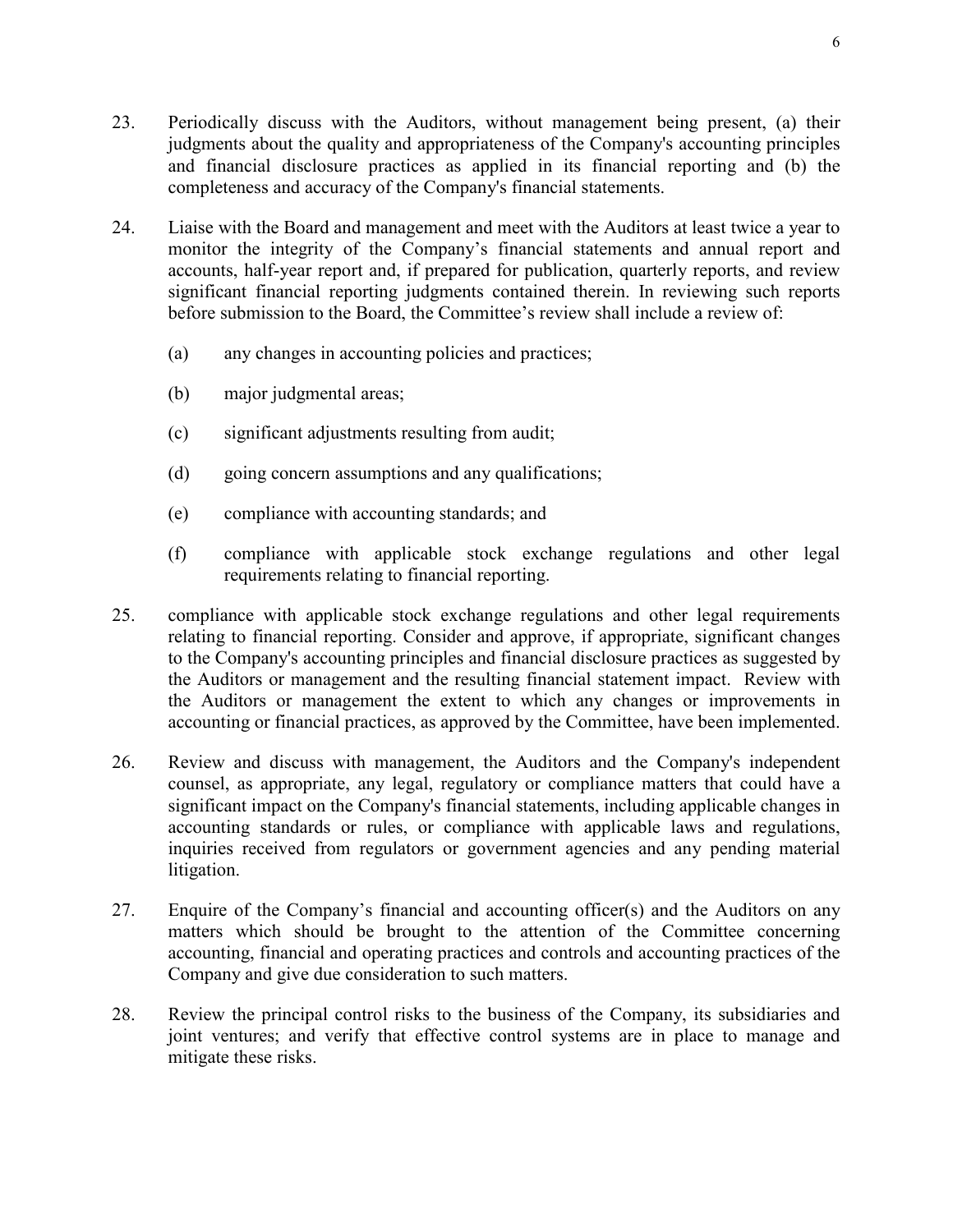23. Periodically discuss with the Auditors, without management being present, (a) their judgments about the quality and appropriateness of the Company's accounting principles and financial disclosure practices as applied in its financial reporting and (b) the completeness and accuracy of the Company's financial statements.

24. Liaise with the Board and management and meet with the Auditors at least twice a year to monitor the integrity of the Company's financial statements and annual report and accounts, half-year report and, if prepared for publication, quarterly reports, and review significant financial reporting judgments contained therein. In reviewing such reports before submission to the Board, the Committee's review shall include a review of:

    (a) any changes in accounting policies and practices;

    (b) major judgmental areas;

    (c) significant adjustments resulting from audit;

    (d) going concern assumptions and any qualifications;

    (e) compliance with accounting standards; and

    (f) compliance with applicable stock exchange regulations and other legal requirements relating to financial reporting.

25. compliance with applicable stock exchange regulations and other legal requirements relating to financial reporting. Consider and approve, if appropriate, significant changes to the Company's accounting principles and financial disclosure practices as suggested by the Auditors or management and the resulting financial statement impact. Review with the Auditors or management the extent to which any changes or improvements in accounting or financial practices, as approved by the Committee, have been implemented.

26. Review and discuss with management, the Auditors and the Company's independent counsel, as appropriate, any legal, regulatory or compliance matters that could have a significant impact on the Company's financial statements, including applicable changes in accounting standards or rules, or compliance with applicable laws and regulations, inquiries received from regulators or government agencies and any pending material litigation.

27. Enquire of the Company's financial and accounting officer(s) and the Auditors on any matters which should be brought to the attention of the Committee concerning accounting, financial and operating practices and controls and accounting practices of the Company and give due consideration to such matters.

28. Review the principal control risks to the business of the Company, its subsidiaries and joint ventures; and verify that effective control systems are in place to manage and mitigate these risks.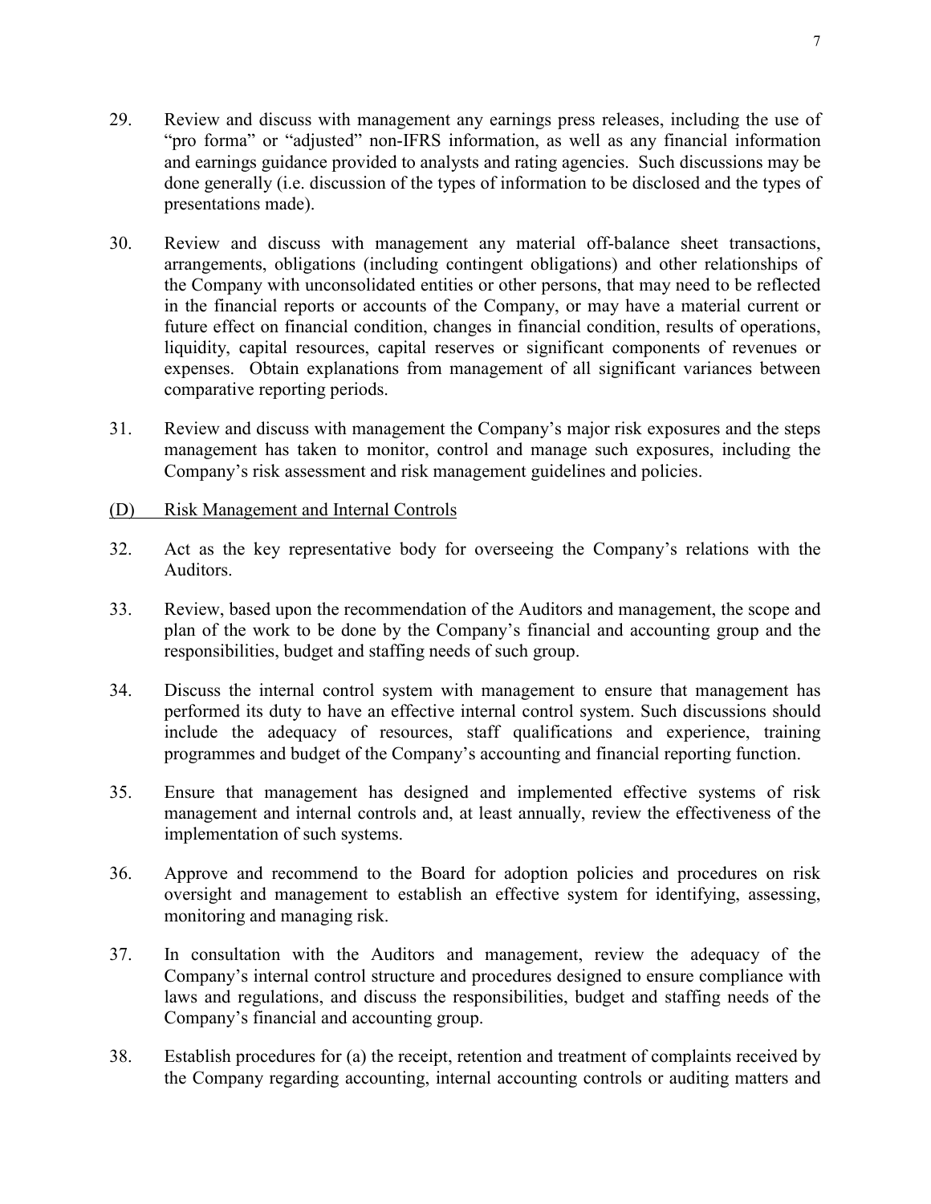29. Review and discuss with management any earnings press releases, including the use of "pro forma" or "adjusted" non-IFRS information, as well as any financial information and earnings guidance provided to analysts and rating agencies. Such discussions may be done generally (i.e. discussion of the types of information to be disclosed and the types of presentations made).

30. Review and discuss with management any material off-balance sheet transactions, arrangements, obligations (including contingent obligations) and other relationships of the Company with unconsolidated entities or other persons, that may need to be reflected in the financial reports or accounts of the Company, or may have a material current or future effect on financial condition, changes in financial condition, results of operations, liquidity, capital resources, capital reserves or significant components of revenues or expenses. Obtain explanations from management of all significant variances between comparative reporting periods.

31. Review and discuss with management the Company's major risk exposures and the steps management has taken to monitor, control and manage such exposures, including the Company's risk assessment and risk management guidelines and policies.

(D) <u>Risk Management and Internal Controls</u>

32. Act as the key representative body for overseeing the Company's relations with the Auditors.

33. Review, based upon the recommendation of the Auditors and management, the scope and plan of the work to be done by the Company's financial and accounting group and the responsibilities, budget and staffing needs of such group.

34. Discuss the internal control system with management to ensure that management has performed its duty to have an effective internal control system. Such discussions should include the adequacy of resources, staff qualifications and experience, training programmes and budget of the Company's accounting and financial reporting function.

35. Ensure that management has designed and implemented effective systems of risk management and internal controls and, at least annually, review the effectiveness of the implementation of such systems.

36. Approve and recommend to the Board for adoption policies and procedures on risk oversight and management to establish an effective system for identifying, assessing, monitoring and managing risk.

37. In consultation with the Auditors and management, review the adequacy of the Company's internal control structure and procedures designed to ensure compliance with laws and regulations, and discuss the responsibilities, budget and staffing needs of the Company's financial and accounting group.

38. Establish procedures for (a) the receipt, retention and treatment of complaints received by the Company regarding accounting, internal accounting controls or auditing matters and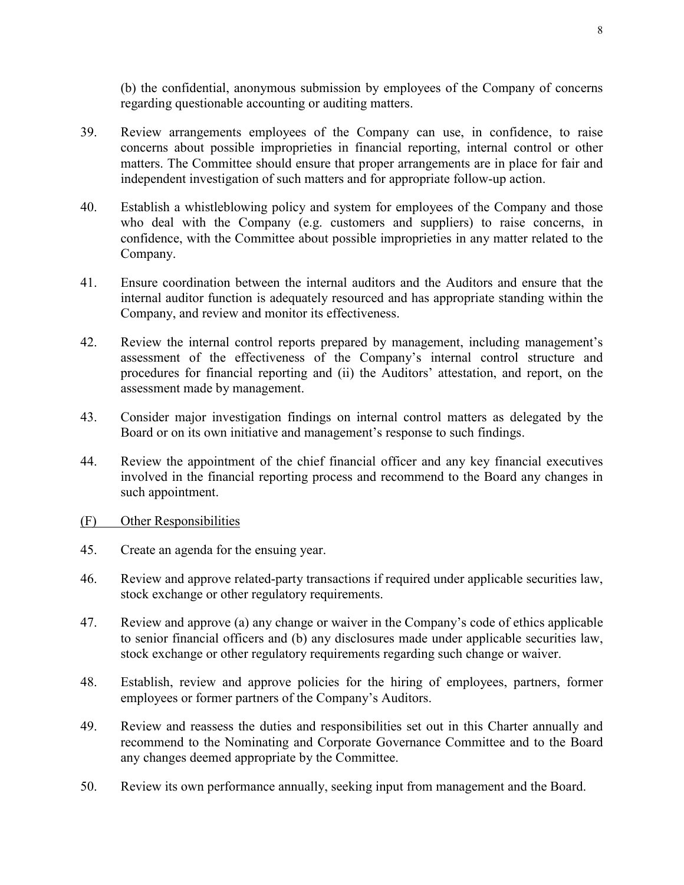(b) the confidential, anonymous submission by employees of the Company of concerns regarding questionable accounting or auditing matters.

39. Review arrangements employees of the Company can use, in confidence, to raise concerns about possible improprieties in financial reporting, internal control or other matters. The Committee should ensure that proper arrangements are in place for fair and independent investigation of such matters and for appropriate follow-up action.

40. Establish a whistleblowing policy and system for employees of the Company and those who deal with the Company (e.g. customers and suppliers) to raise concerns, in confidence, with the Committee about possible improprieties in any matter related to the Company.

41. Ensure coordination between the internal auditors and the Auditors and ensure that the internal auditor function is adequately resourced and has appropriate standing within the Company, and review and monitor its effectiveness.

42. Review the internal control reports prepared by management, including management's assessment of the effectiveness of the Company's internal control structure and procedures for financial reporting and (ii) the Auditors' attestation, and report, on the assessment made by management.

43. Consider major investigation findings on internal control matters as delegated by the Board or on its own initiative and management's response to such findings.

44. Review the appointment of the chief financial officer and any key financial executives involved in the financial reporting process and recommend to the Board any changes in such appointment.

(F) <u>Other Responsibilities</u>

45. Create an agenda for the ensuing year.

46. Review and approve related-party transactions if required under applicable securities law, stock exchange or other regulatory requirements.

47. Review and approve (a) any change or waiver in the Company's code of ethics applicable to senior financial officers and (b) any disclosures made under applicable securities law, stock exchange or other regulatory requirements regarding such change or waiver.

48. Establish, review and approve policies for the hiring of employees, partners, former employees or former partners of the Company's Auditors.

49. Review and reassess the duties and responsibilities set out in this Charter annually and recommend to the Nominating and Corporate Governance Committee and to the Board any changes deemed appropriate by the Committee.

50. Review its own performance annually, seeking input from management and the Board.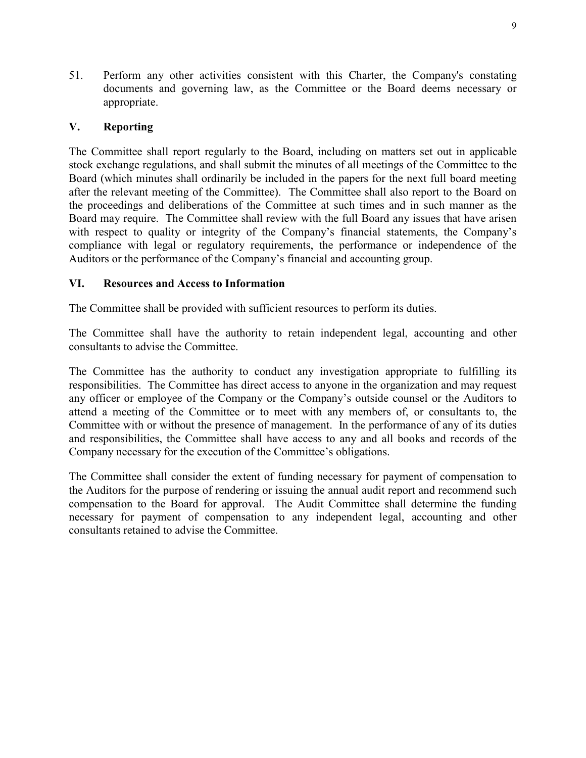51. Perform any other activities consistent with this Charter, the Company's constating documents and governing law, as the Committee or the Board deems necessary or appropriate.

## V. Reporting

The Committee shall report regularly to the Board, including on matters set out in applicable stock exchange regulations, and shall submit the minutes of all meetings of the Committee to the Board (which minutes shall ordinarily be included in the papers for the next full board meeting after the relevant meeting of the Committee). The Committee shall also report to the Board on the proceedings and deliberations of the Committee at such times and in such manner as the Board may require. The Committee shall review with the full Board any issues that have arisen with respect to quality or integrity of the Company's financial statements, the Company's compliance with legal or regulatory requirements, the performance or independence of the Auditors or the performance of the Company's financial and accounting group.

## VI. Resources and Access to Information

The Committee shall be provided with sufficient resources to perform its duties.

The Committee shall have the authority to retain independent legal, accounting and other consultants to advise the Committee.

The Committee has the authority to conduct any investigation appropriate to fulfilling its responsibilities. The Committee has direct access to anyone in the organization and may request any officer or employee of the Company or the Company's outside counsel or the Auditors to attend a meeting of the Committee or to meet with any members of, or consultants to, the Committee with or without the presence of management. In the performance of any of its duties and responsibilities, the Committee shall have access to any and all books and records of the Company necessary for the execution of the Committee's obligations.

The Committee shall consider the extent of funding necessary for payment of compensation to the Auditors for the purpose of rendering or issuing the annual audit report and recommend such compensation to the Board for approval. The Audit Committee shall determine the funding necessary for payment of compensation to any independent legal, accounting and other consultants retained to advise the Committee.